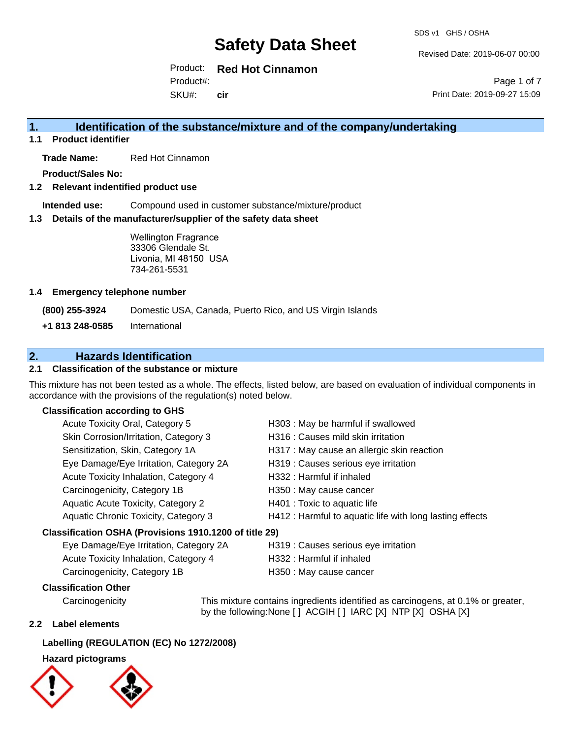# Safety Data Sheet

SDS v1 GHS / OSHA

Revised Date: 2019-06-07 00:00

Product: **Red Hot Cinnamon**
Product#:
SKU#: **cir**

Print Date: 2019-09-27 15:09

## 1. Identification of the substance/mixture and of the company/undertaking

### 1.1 Product identifier

**Trade Name:** Red Hot Cinnamon

**Product/Sales No:**

### 1.2 Relevant indentified product use

**Intended use:** Compound used in customer substance/mixture/product

### 1.3 Details of the manufacturer/supplier of the safety data sheet

Wellington Fragrance
33306 Glendale St.
Livonia, MI 48150 USA
734-261-5531

### 1.4 Emergency telephone number

**(800) 255-3924** Domestic USA, Canada, Puerto Rico, and US Virgin Islands

**+1 813 248-0585** International

## 2. Hazards Identification

### 2.1 Classification of the substance or mixture

This mixture has not been tested as a whole. The effects, listed below, are based on evaluation of individual components in accordance with the provisions of the regulation(s) noted below.

**Classification according to GHS**

| | |
|---|---|
| Acute Toxicity Oral, Category 5 | H303 : May be harmful if swallowed |
| Skin Corrosion/Irritation, Category 3 | H316 : Causes mild skin irritation |
| Sensitization, Skin, Category 1A | H317 : May cause an allergic skin reaction |
| Eye Damage/Eye Irritation, Category 2A | H319 : Causes serious eye irritation |
| Acute Toxicity Inhalation, Category 4 | H332 : Harmful if inhaled |
| Carcinogenicity, Category 1B | H350 : May cause cancer |
| Aquatic Acute Toxicity, Category 2 | H401 : Toxic to aquatic life |
| Aquatic Chronic Toxicity, Category 3 | H412 : Harmful to aquatic life with long lasting effects |

**Classification OSHA (Provisions 1910.1200 of title 29)**

| | |
|---|---|
| Eye Damage/Eye Irritation, Category 2A | H319 : Causes serious eye irritation |
| Acute Toxicity Inhalation, Category 4 | H332 : Harmful if inhaled |
| Carcinogenicity, Category 1B | H350 : May cause cancer |

**Classification Other**

Carcinogenicity: This mixture contains ingredients identified as carcinogens, at 0.1% or greater, by the following:None [ ] ACGIH [ ] IARC [X] NTP [X] OSHA [X]

### 2.2 Label elements

**Labelling (REGULATION (EC) No 1272/2008)**

**Hazard pictograms**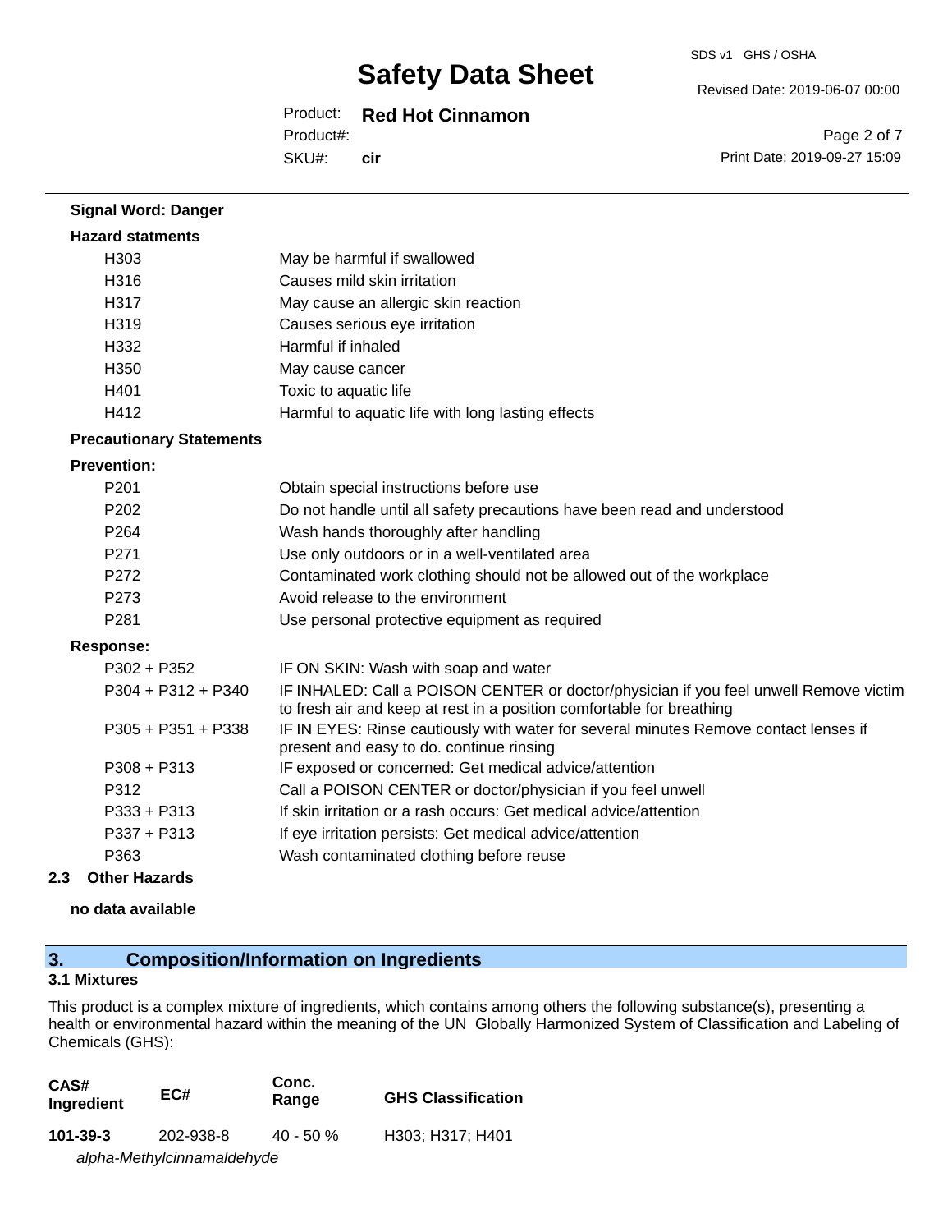**Signal Word: Danger**

**Hazard statments**

| | |
|---|---|
| H303 | May be harmful if swallowed |
| H316 | Causes mild skin irritation |
| H317 | May cause an allergic skin reaction |
| H319 | Causes serious eye irritation |
| H332 | Harmful if inhaled |
| H350 | May cause cancer |
| H401 | Toxic to aquatic life |
| H412 | Harmful to aquatic life with long lasting effects |

**Precautionary Statements**

**Prevention:**

| | |
|---|---|
| P201 | Obtain special instructions before use |
| P202 | Do not handle until all safety precautions have been read and understood |
| P264 | Wash hands thoroughly after handling |
| P271 | Use only outdoors or in a well-ventilated area |
| P272 | Contaminated work clothing should not be allowed out of the workplace |
| P273 | Avoid release to the environment |
| P281 | Use personal protective equipment as required |

**Response:**

| | |
|---|---|
| P302 + P352 | IF ON SKIN: Wash with soap and water |
| P304 + P312 + P340 | IF INHALED: Call a POISON CENTER or doctor/physician if you feel unwell Remove victim to fresh air and keep at rest in a position comfortable for breathing |
| P305 + P351 + P338 | IF IN EYES: Rinse cautiously with water for several minutes Remove contact lenses if present and easy to do. continue rinsing |
| P308 + P313 | IF exposed or concerned: Get medical advice/attention |
| P312 | Call a POISON CENTER or doctor/physician if you feel unwell |
| P333 + P313 | If skin irritation or a rash occurs: Get medical advice/attention |
| P337 + P313 | If eye irritation persists: Get medical advice/attention |
| P363 | Wash contaminated clothing before reuse |

### 2.3 Other Hazards

**no data available**

## 3. Composition/Information on Ingredients

### 3.1 Mixtures

This product is a complex mixture of ingredients, which contains among others the following substance(s), presenting a health or environmental hazard within the meaning of the UN Globally Harmonized System of Classification and Labeling of Chemicals (GHS):

| CAS# Ingredient | EC# | Conc. Range | GHS Classification |
|---|---|---|---|
| **101-39-3** *alpha-Methylcinnamaldehyde* | 202-938-8 | 40 - 50 % | H303; H317; H401 |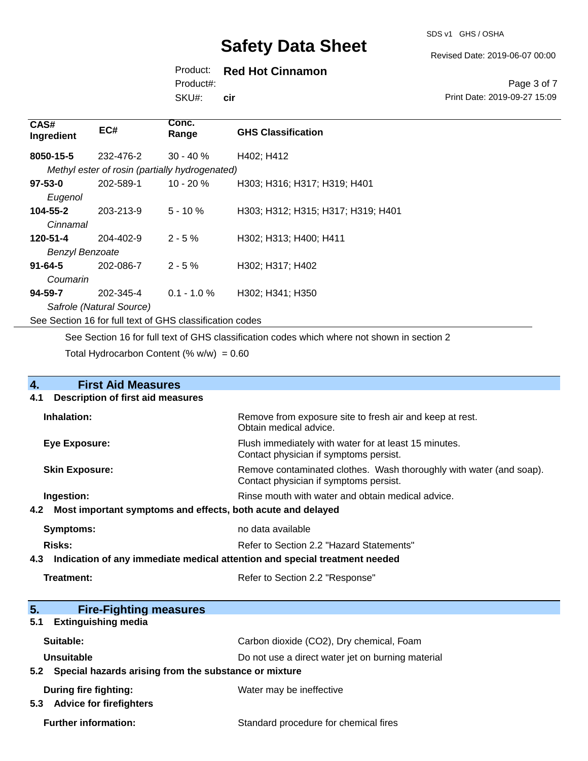| CAS# Ingredient | EC# | Conc. Range | GHS Classification |
|---|---|---|---|
| **8050-15-5** | 232-476-2 | 30 - 40 % | H402; H412 |
| *Methyl ester of rosin (partially hydrogenated)* | | | |
| **97-53-0** | 202-589-1 | 10 - 20 % | H303; H316; H317; H319; H401 |
| *Eugenol* | | | |
| **104-55-2** | 203-213-9 | 5 - 10 % | H303; H312; H315; H317; H319; H401 |
| *Cinnamal* | | | |
| **120-51-4** | 204-402-9 | 2 - 5 % | H302; H313; H400; H411 |
| *Benzyl Benzoate* | | | |
| **91-64-5** | 202-086-7 | 2 - 5 % | H302; H317; H402 |
| *Coumarin* | | | |
| **94-59-7** | 202-345-4 | 0.1 - 1.0 % | H302; H341; H350 |
| *Safrole (Natural Source)* | | | |

See Section 16 for full text of GHS classification codes

See Section 16 for full text of GHS classification codes which where not shown in section 2

Total Hydrocarbon Content (% w/w) = 0.60

## 4. First Aid Measures

### 4.1 Description of first aid measures

**Inhalation:** Remove from exposure site to fresh air and keep at rest. Obtain medical advice.

**Eye Exposure:** Flush immediately with water for at least 15 minutes. Contact physician if symptoms persist.

**Skin Exposure:** Remove contaminated clothes. Wash thoroughly with water (and soap). Contact physician if symptoms persist.

**Ingestion:** Rinse mouth with water and obtain medical advice.

### 4.2 Most important symptoms and effects, both acute and delayed

**Symptoms:** no data available

**Risks:** Refer to Section 2.2 "Hazard Statements"

### 4.3 Indication of any immediate medical attention and special treatment needed

**Treatment:** Refer to Section 2.2 "Response"

## 5. Fire-Fighting measures

### 5.1 Extinguishing media

**Suitable:** Carbon dioxide ($CO_2$), Dry chemical, Foam

**Unsuitable** Do not use a direct water jet on burning material

### 5.2 Special hazards arising from the substance or mixture

**During fire fighting:** Water may be ineffective

### 5.3 Advice for firefighters

**Further information:** Standard procedure for chemical fires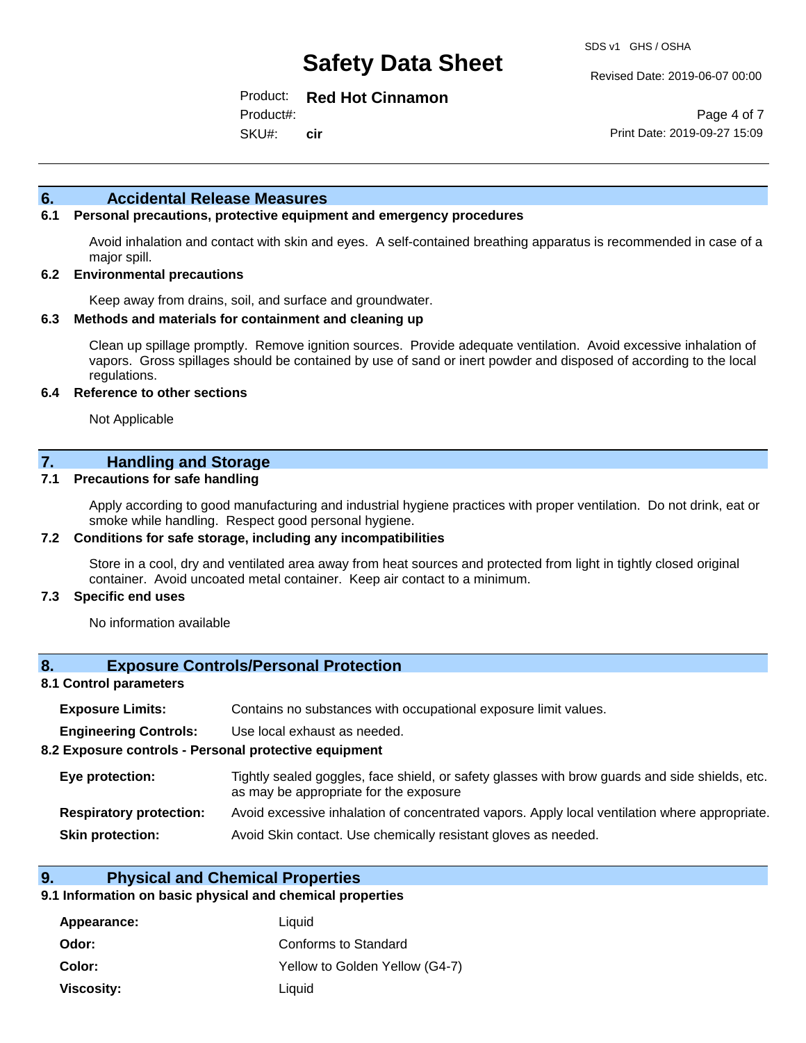## 6. Accidental Release Measures

### 6.1 Personal precautions, protective equipment and emergency procedures

Avoid inhalation and contact with skin and eyes. A self-contained breathing apparatus is recommended in case of a major spill.

### 6.2 Environmental precautions

Keep away from drains, soil, and surface and groundwater.

### 6.3 Methods and materials for containment and cleaning up

Clean up spillage promptly. Remove ignition sources. Provide adequate ventilation. Avoid excessive inhalation of vapors. Gross spillages should be contained by use of sand or inert powder and disposed of according to the local regulations.

### 6.4 Reference to other sections

Not Applicable

## 7. Handling and Storage

### 7.1 Precautions for safe handling

Apply according to good manufacturing and industrial hygiene practices with proper ventilation. Do not drink, eat or smoke while handling. Respect good personal hygiene.

### 7.2 Conditions for safe storage, including any incompatibilities

Store in a cool, dry and ventilated area away from heat sources and protected from light in tightly closed original container. Avoid uncoated metal container. Keep air contact to a minimum.

### 7.3 Specific end uses

No information available

## 8. Exposure Controls/Personal Protection

### 8.1 Control parameters

**Exposure Limits:** Contains no substances with occupational exposure limit values.

**Engineering Controls:** Use local exhaust as needed.

### 8.2 Exposure controls - Personal protective equipment

**Eye protection:** Tightly sealed goggles, face shield, or safety glasses with brow guards and side shields, etc. as may be appropriate for the exposure

**Respiratory protection:** Avoid excessive inhalation of concentrated vapors. Apply local ventilation where appropriate.

**Skin protection:** Avoid Skin contact. Use chemically resistant gloves as needed.

## 9. Physical and Chemical Properties

### 9.1 Information on basic physical and chemical properties

**Appearance:** Liquid

**Odor:** Conforms to Standard

**Color:** Yellow to Golden Yellow (G4-7)

**Viscosity:** Liquid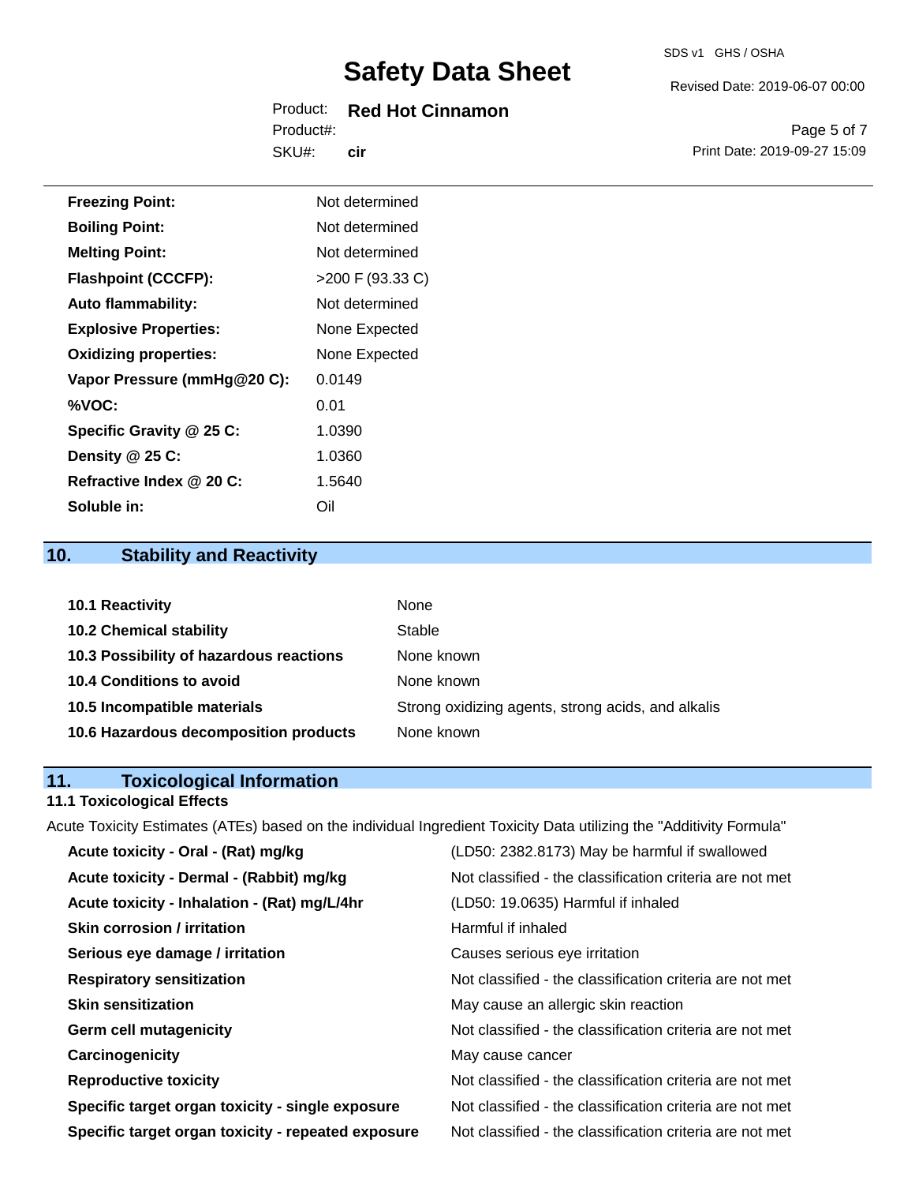| | |
|---|---|
| **Freezing Point:** | Not determined |
| **Boiling Point:** | Not determined |
| **Melting Point:** | Not determined |
| **Flashpoint (CCCFP):** | >200 F (93.33 C) |
| **Auto flammability:** | Not determined |
| **Explosive Properties:** | None Expected |
| **Oxidizing properties:** | None Expected |
| **Vapor Pressure (mmHg@20 C):** | 0.0149 |
| **%VOC:** | 0.01 |
| **Specific Gravity @ 25 C:** | 1.0390 |
| **Density @ 25 C:** | 1.0360 |
| **Refractive Index @ 20 C:** | 1.5640 |
| **Soluble in:** | Oil |

## 10. Stability and Reactivity

| | |
|---|---|
| **10.1 Reactivity** | None |
| **10.2 Chemical stability** | Stable |
| **10.3 Possibility of hazardous reactions** | None known |
| **10.4 Conditions to avoid** | None known |
| **10.5 Incompatible materials** | Strong oxidizing agents, strong acids, and alkalis |
| **10.6 Hazardous decomposition products** | None known |

## 11. Toxicological Information

### 11.1 Toxicological Effects

Acute Toxicity Estimates (ATEs) based on the individual Ingredient Toxicity Data utilizing the "Additivity Formula"

| | |
|---|---|
| **Acute toxicity - Oral - (Rat) mg/kg** | (LD50: 2382.8173) May be harmful if swallowed |
| **Acute toxicity - Dermal - (Rabbit) mg/kg** | Not classified - the classification criteria are not met |
| **Acute toxicity - Inhalation - (Rat) mg/L/4hr** | (LD50: 19.0635) Harmful if inhaled |
| **Skin corrosion / irritation** | Harmful if inhaled |
| **Serious eye damage / irritation** | Causes serious eye irritation |
| **Respiratory sensitization** | Not classified - the classification criteria are not met |
| **Skin sensitization** | May cause an allergic skin reaction |
| **Germ cell mutagenicity** | Not classified - the classification criteria are not met |
| **Carcinogenicity** | May cause cancer |
| **Reproductive toxicity** | Not classified - the classification criteria are not met |
| **Specific target organ toxicity - single exposure** | Not classified - the classification criteria are not met |
| **Specific target organ toxicity - repeated exposure** | Not classified - the classification criteria are not met |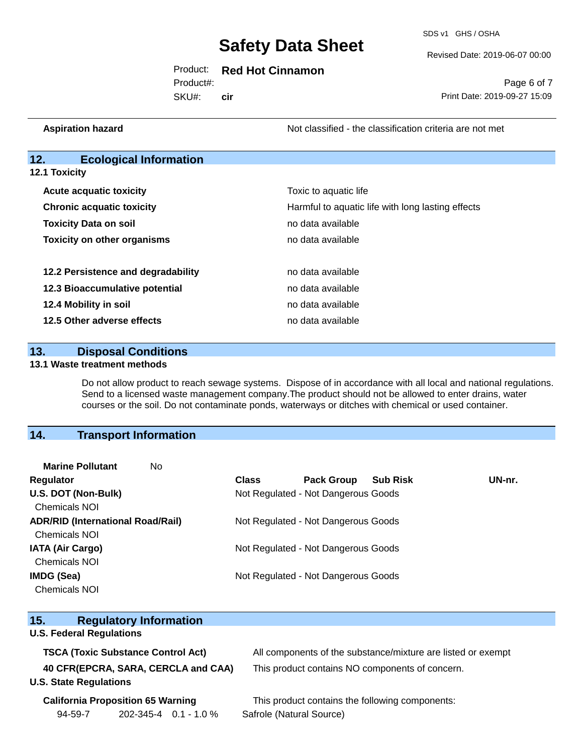| | |
|---|---|
| **Aspiration hazard** | Not classified - the classification criteria are not met |

## 12. Ecological Information

### 12.1 Toxicity

| | |
|---|---|
| **Acute acquatic toxicity** | Toxic to aquatic life |
| **Chronic acquatic toxicity** | Harmful to aquatic life with long lasting effects |
| **Toxicity Data on soil** | no data available |
| **Toxicity on other organisms** | no data available |
| **12.2 Persistence and degradability** | no data available |
| **12.3 Bioaccumulative potential** | no data available |
| **12.4 Mobility in soil** | no data available |
| **12.5 Other adverse effects** | no data available |

## 13. Disposal Conditions

### 13.1 Waste treatment methods

Do not allow product to reach sewage systems. Dispose of in accordance with all local and national regulations. Send to a licensed waste management company.The product should not be allowed to enter drains, water courses or the soil. Do not contaminate ponds, waterways or ditches with chemical or used container.

## 14. Transport Information

**Marine Pollutant** No

| Regulator | Class | Pack Group | Sub Risk | UN-nr. |
|---|---|---|---|---|
| **U.S. DOT (Non-Bulk)** Chemicals NOI | Not Regulated - Not Dangerous Goods | | | |
| **ADR/RID (International Road/Rail)** Chemicals NOI | Not Regulated - Not Dangerous Goods | | | |
| **IATA (Air Cargo)** Chemicals NOI | Not Regulated - Not Dangerous Goods | | | |
| **IMDG (Sea)** Chemicals NOI | Not Regulated - Not Dangerous Goods | | | |

## 15. Regulatory Information

**U.S. Federal Regulations**

| | |
|---|---|
| **TSCA (Toxic Substance Control Act)** | All components of the substance/mixture are listed or exempt |
| **40 CFR(EPCRA, SARA, CERCLA and CAA)** | This product contains NO components of concern. |

**U.S. State Regulations**

**California Proposition 65 Warning** This product contains the following components:

| | | | |
|---|---|---|---|
| 94-59-7 | 202-345-4 | 0.1 - 1.0 % | Safrole (Natural Source) |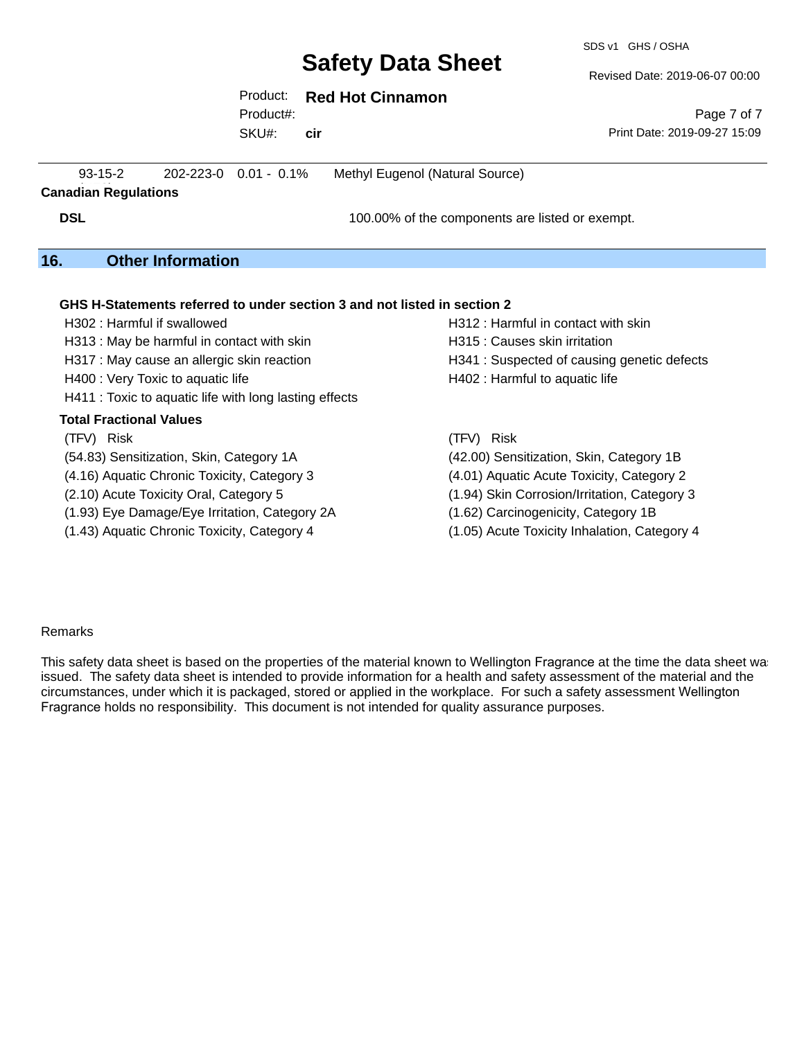| | | | |
|---|---|---|---|
| 93-15-2 | 202-223-0 | 0.01 - 0.1% | Methyl Eugenol (Natural Source) |

**Canadian Regulations**

| | |
|---|---|
| **DSL** | 100.00% of the components are listed or exempt. |

## 16. Other Information

**GHS H-Statements referred to under section 3 and not listed in section 2**

H302 : Harmful if swallowed
H312 : Harmful in contact with skin
H313 : May be harmful in contact with skin
H315 : Causes skin irritation
H317 : May cause an allergic skin reaction
H341 : Suspected of causing genetic defects
H400 : Very Toxic to aquatic life
H402 : Harmful to aquatic life
H411 : Toxic to aquatic life with long lasting effects

**Total Fractional Values**

| (TFV) Risk | (TFV) Risk |
|---|---|
| (54.83) Sensitization, Skin, Category 1A | (42.00) Sensitization, Skin, Category 1B |
| (4.16) Aquatic Chronic Toxicity, Category 3 | (4.01) Aquatic Acute Toxicity, Category 2 |
| (2.10) Acute Toxicity Oral, Category 5 | (1.94) Skin Corrosion/Irritation, Category 3 |
| (1.93) Eye Damage/Eye Irritation, Category 2A | (1.62) Carcinogenicity, Category 1B |
| (1.43) Aquatic Chronic Toxicity, Category 4 | (1.05) Acute Toxicity Inhalation, Category 4 |

Remarks

This safety data sheet is based on the properties of the material known to Wellington Fragrance at the time the data sheet was issued. The safety data sheet is intended to provide information for a health and safety assessment of the material and the circumstances, under which it is packaged, stored or applied in the workplace. For such a safety assessment Wellington Fragrance holds no responsibility. This document is not intended for quality assurance purposes.